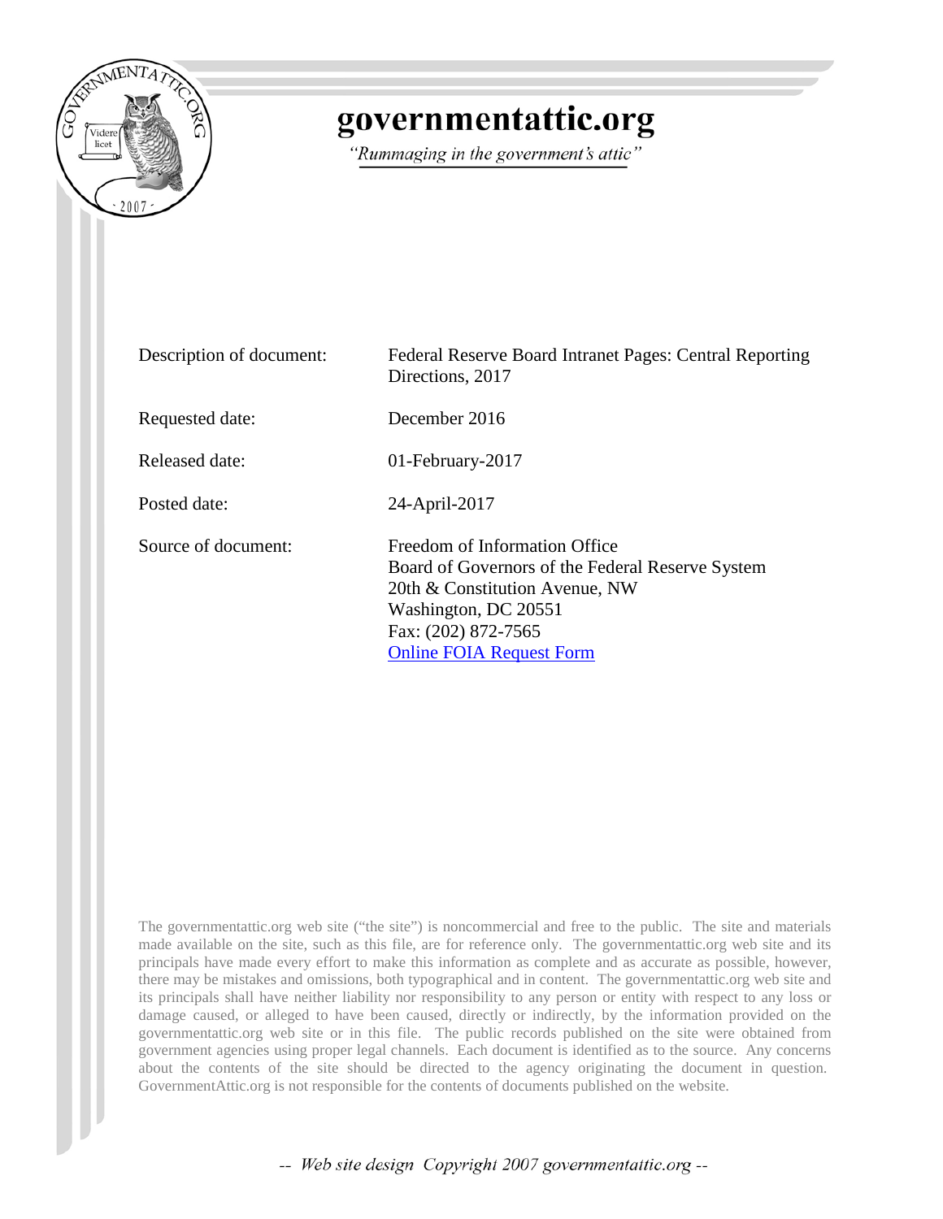# governmentattic.org

*"Rummaging in the government's attic"*

| | |
|---|---|
| Description of document: | Federal Reserve Board Intranet Pages: Central Reporting Directions, 2017 |
| Requested date: | December 2016 |
| Released date: | 01-February-2017 |
| Posted date: | 24-April-2017 |
| Source of document: | Freedom of Information Office<br>Board of Governors of the Federal Reserve System<br>20th & Constitution Avenue, NW<br>Washington, DC 20551<br>Fax: (202) 872-7565<br>Online FOIA Request Form |

The governmentattic.org web site ("the site") is noncommercial and free to the public. The site and materials made available on the site, such as this file, are for reference only. The governmentattic.org web site and its principals have made every effort to make this information as complete and as accurate as possible, however, there may be mistakes and omissions, both typographical and in content. The governmentattic.org web site and its principals shall have neither liability nor responsibility to any person or entity with respect to any loss or damage caused, or alleged to have been caused, directly or indirectly, by the information provided on the governmentattic.org web site or in this file. The public records published on the site were obtained from government agencies using proper legal channels. Each document is identified as to the source. Any concerns about the contents of the site should be directed to the agency originating the document in question. GovernmentAttic.org is not responsible for the contents of documents published on the website.

-- Web site design Copyright 2007 governmentattic.org --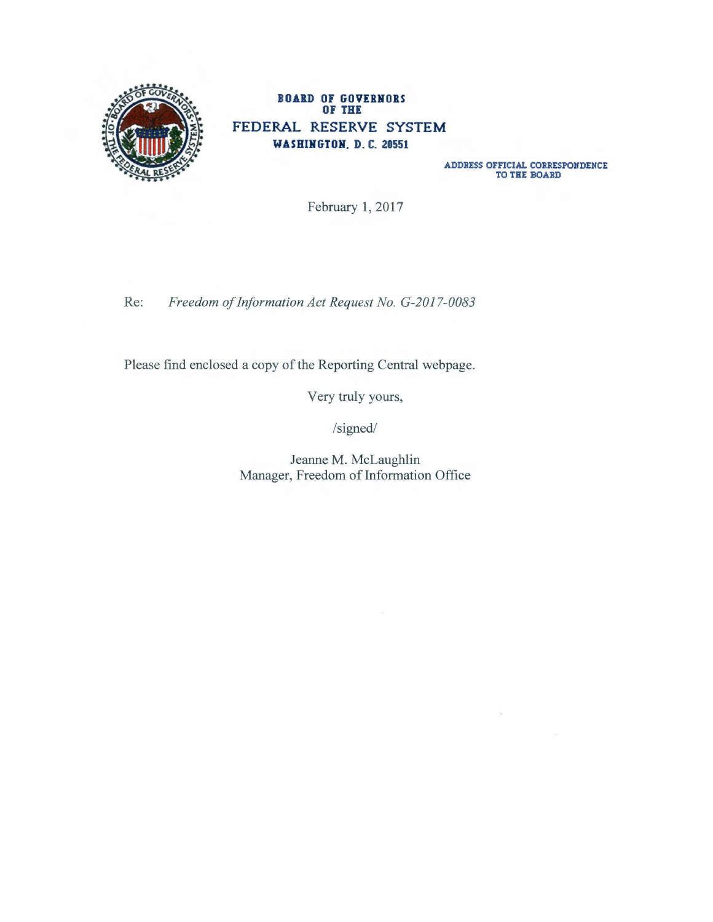**BOARD OF GOVERNORS**
**OF THE**
**FEDERAL RESERVE SYSTEM**
**WASHINGTON, D. C. 20551**

ADDRESS OFFICIAL CORRESPONDENCE
TO THE BOARD

February 1, 2017

Re: *Freedom of Information Act Request No. G-2017-0083*

Please find enclosed a copy of the Reporting Central webpage.

Very truly yours,

/signed/

Jeanne M. McLaughlin
Manager, Freedom of Information Office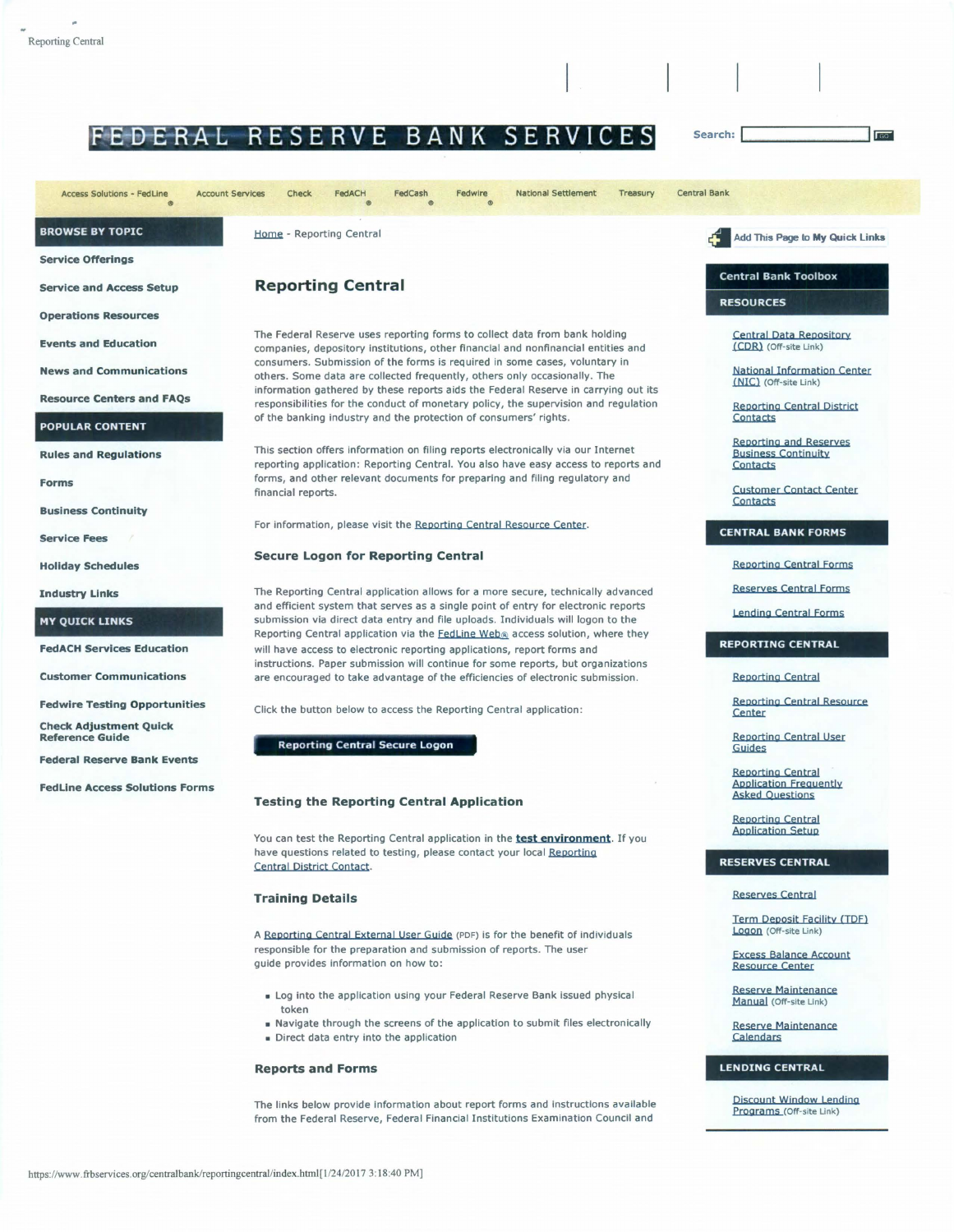# FEDERAL RESERVE BANK SERVICES

Search:

Access Solutions - FedLine | Account Services | Check | FedACH | FedCash | Fedwire | National Settlement | Treasury | Central Bank

**BROWSE BY TOPIC**

- Service Offerings
- Service and Access Setup
- Operations Resources
- Events and Education
- News and Communications
- Resource Centers and FAQs

**POPULAR CONTENT**

- Rules and Regulations
- Forms
- Business Continuity
- Service Fees
- Holiday Schedules
- Industry Links

**MY QUICK LINKS**

- FedACH Services Education
- Customer Communications
- Fedwire Testing Opportunities
- Check Adjustment Quick Reference Guide
- Federal Reserve Bank Events
- FedLine Access Solutions Forms

Home - Reporting Central

## Reporting Central

The Federal Reserve uses reporting forms to collect data from bank holding companies, depository institutions, other financial and nonfinancial entities and consumers. Submission of the forms is required in some cases, voluntary in others. Some data are collected frequently, others only occasionally. The information gathered by these reports aids the Federal Reserve in carrying out its responsibilities for the conduct of monetary policy, the supervision and regulation of the banking industry and the protection of consumers' rights.

This section offers information on filing reports electronically via our Internet reporting application: Reporting Central. You also have easy access to reports and forms, and other relevant documents for preparing and filing regulatory and financial reports.

For information, please visit the Reporting Central Resource Center.

### Secure Logon for Reporting Central

The Reporting Central application allows for a more secure, technically advanced and efficient system that serves as a single point of entry for electronic reports submission via direct data entry and file uploads. Individuals will logon to the Reporting Central application via the FedLine Web® access solution, where they will have access to electronic reporting applications, report forms and instructions. Paper submission will continue for some reports, but organizations are encouraged to take advantage of the efficiencies of electronic submission.

Click the button below to access the Reporting Central application:

**Reporting Central Secure Logon**

### Testing the Reporting Central Application

You can test the Reporting Central application in the **test environment**. If you have questions related to testing, please contact your local Reporting Central District Contact.

### Training Details

A Reporting Central External User Guide (PDF) is for the benefit of individuals responsible for the preparation and submission of reports. The user guide provides information on how to:

- Log into the application using your Federal Reserve Bank issued physical token
- Navigate through the screens of the application to submit files electronically
- Direct data entry into the application

### Reports and Forms

The links below provide information about report forms and instructions available from the Federal Reserve, Federal Financial Institutions Examination Council and

Add This Page to My Quick Links

**Central Bank Toolbox**

**RESOURCES**

- Central Data Repository (CDR) (Off-site Link)
- National Information Center (NIC) (Off-site Link)
- Reporting Central District Contacts
- Reporting and Reserves Business Continuity Contacts
- Customer Contact Center Contacts

**CENTRAL BANK FORMS**

- Reporting Central Forms
- Reserves Central Forms
- Lending Central Forms

**REPORTING CENTRAL**

- Reporting Central
- Reporting Central Resource Center
- Reporting Central User Guides
- Reporting Central Application Frequently Asked Questions
- Reporting Central Application Setup

**RESERVES CENTRAL**

- Reserves Central
- Term Deposit Facility (TDF) Logon (Off-site Link)
- Excess Balance Account Resource Center
- Reserve Maintenance Manual (Off-site Link)
- Reserve Maintenance Calendars

**LENDING CENTRAL**

- Discount Window Lending Programs (Off-site Link)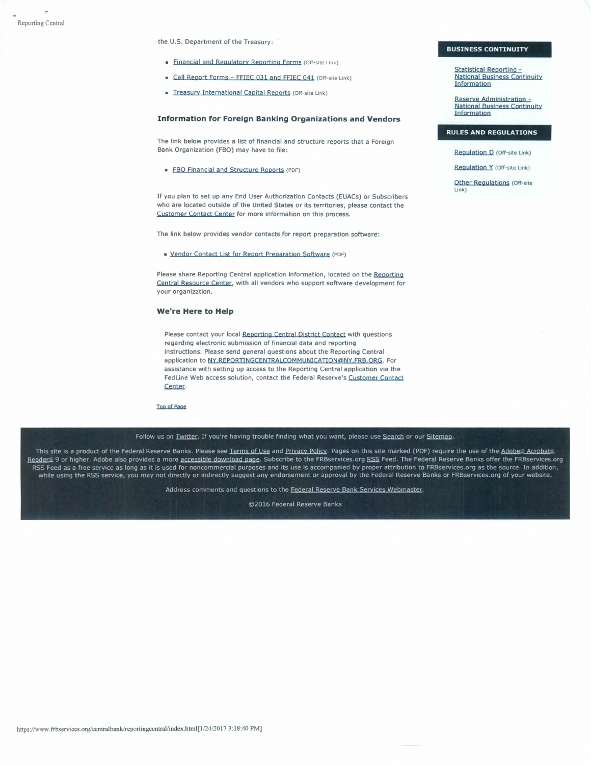the U.S. Department of the Treasury:

- Financial and Regulatory Reporting Forms (Off-site Link)
- Call Report Forms - FFIEC 031 and FFIEC 041 (Off-site Link)
- Treasury International Capital Reports (Off-site Link)

### Information for Foreign Banking Organizations and Vendors

The link below provides a list of financial and structure reports that a Foreign Bank Organization (FBO) may have to file:

- FBO Financial and Structure Reports (PDF)

If you plan to set up any End User Authorization Contacts (EUACs) or Subscribers who are located outside of the United States or its territories, please contact the Customer Contact Center for more information on this process.

The link below provides vendor contacts for report preparation software:

- Vendor Contact List for Report Preparation Software (PDF)

Please share Reporting Central application information, located on the Reporting Central Resource Center, with all vendors who support software development for your organization.

### We're Here to Help

Please contact your local Reporting Central District Contact with questions regarding electronic submission of financial data and reporting instructions. Please send general questions about the Reporting Central application to NY.REPORTINGCENTRALCOMMUNICATION@NY.FRB.ORG. For assistance with setting up access to the Reporting Central application via the FedLine Web access solution, contact the Federal Reserve's Customer Contact Center.

Top of Page

**BUSINESS CONTINUITY**

Statistical Reporting - National Business Continuity Information

Reserve Administration - National Business Continuity Information

**RULES AND REGULATIONS**

Regulation D (Off-site Link)

Regulation Y (Off-site Link)

Other Regulations (Off-site Link)

Follow us on Twitter. If you're having trouble finding what you want, please use Search or our Sitemap.

This site is a product of the Federal Reserve Banks. Please see Terms of Use and Privacy Policy. Pages on this site marked (PDF) require the use of the Adobe® Acrobat® Reader® 9 or higher. Adobe also provides a more accessible download page. Subscribe to the FRBservices.org RSS Feed. The Federal Reserve Banks offer the FRBservices.org RSS Feed as a free service as long as it is used for noncommercial purposes and its use is accompanied by proper attribution to FRBservices.org as the source. In addition, while using the RSS service, you may not directly or indirectly suggest any endorsement or approval by the Federal Reserve Banks or FRBservices.org of your website.

Address comments and questions to the Federal Reserve Bank Services Webmaster.

©2016 Federal Reserve Banks